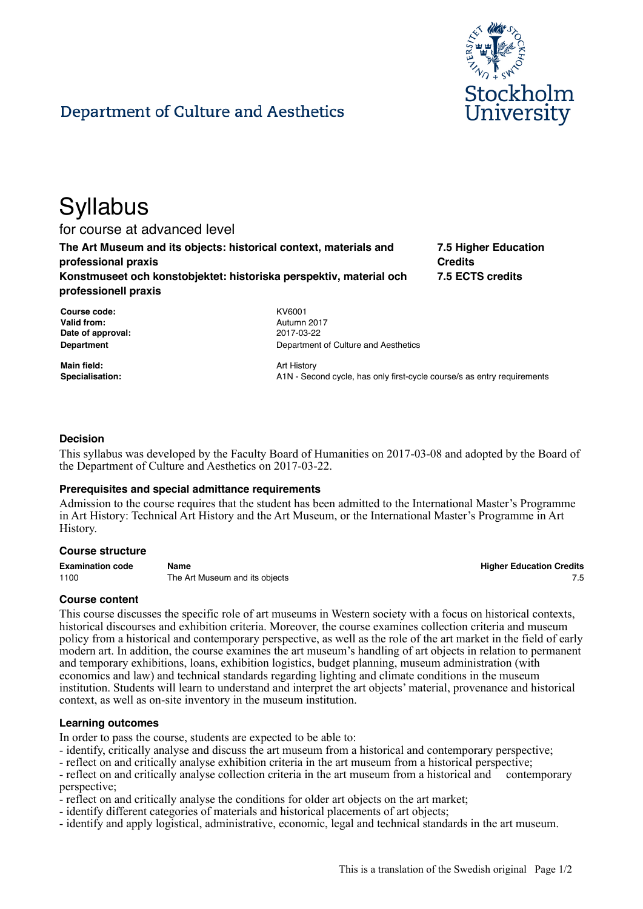Department of Culture and Aesthetics

Stockholm University

# Syllabus

for course at advanced level

**The Art Museum and its objects: historical context, materials and professional praxis**
**Konstmuseet och konstobjektet: historiska perspektiv, material och professionell praxis**

**7.5 Higher Education Credits**
**7.5 ECTS credits**

| | |
|---|---|
| **Course code:** | KV6001 |
| **Valid from:** | Autumn 2017 |
| **Date of approval:** | 2017-03-22 |
| **Department** | Department of Culture and Aesthetics |
| **Main field:** | Art History |
| **Specialisation:** | A1N - Second cycle, has only first-cycle course/s as entry requirements |

### Decision

This syllabus was developed by the Faculty Board of Humanities on 2017-03-08 and adopted by the Board of the Department of Culture and Aesthetics on 2017-03-22.

### Prerequisites and special admittance requirements

Admission to the course requires that the student has been admitted to the International Master's Programme in Art History: Technical Art History and the Art Museum, or the International Master's Programme in Art History.

### Course structure

| Examination code | Name | Higher Education Credits |
|---|---|---|
| 1100 | The Art Museum and its objects | 7.5 |

### Course content

This course discusses the specific role of art museums in Western society with a focus on historical contexts, historical discourses and exhibition criteria. Moreover, the course examines collection criteria and museum policy from a historical and contemporary perspective, as well as the role of the art market in the field of early modern art. In addition, the course examines the art museum's handling of art objects in relation to permanent and temporary exhibitions, loans, exhibition logistics, budget planning, museum administration (with economics and law) and technical standards regarding lighting and climate conditions in the museum institution. Students will learn to understand and interpret the art objects' material, provenance and historical context, as well as on-site inventory in the museum institution.

### Learning outcomes

In order to pass the course, students are expected to be able to:

- identify, critically analyse and discuss the art museum from a historical and contemporary perspective;
- reflect on and critically analyse exhibition criteria in the art museum from a historical perspective;
- reflect on and critically analyse collection criteria in the art museum from a historical and contemporary perspective;
- reflect on and critically analyse the conditions for older art objects on the art market;
- identify different categories of materials and historical placements of art objects;
- identify and apply logistical, administrative, economic, legal and technical standards in the art museum.

This is a translation of the Swedish original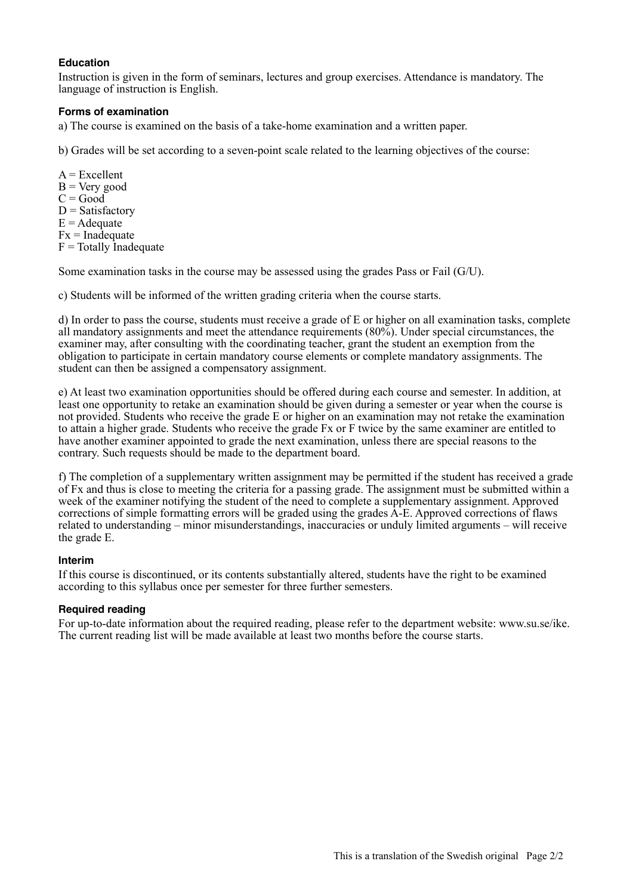### Education

Instruction is given in the form of seminars, lectures and group exercises. Attendance is mandatory. The language of instruction is English.

### Forms of examination

a) The course is examined on the basis of a take-home examination and a written paper.

b) Grades will be set according to a seven-point scale related to the learning objectives of the course:

A = Excellent
B = Very good
C = Good
D = Satisfactory
E = Adequate
Fx = Inadequate
F = Totally Inadequate

Some examination tasks in the course may be assessed using the grades Pass or Fail (G/U).

c) Students will be informed of the written grading criteria when the course starts.

d) In order to pass the course, students must receive a grade of E or higher on all examination tasks, complete all mandatory assignments and meet the attendance requirements (80%). Under special circumstances, the examiner may, after consulting with the coordinating teacher, grant the student an exemption from the obligation to participate in certain mandatory course elements or complete mandatory assignments. The student can then be assigned a compensatory assignment.

e) At least two examination opportunities should be offered during each course and semester. In addition, at least one opportunity to retake an examination should be given during a semester or year when the course is not provided. Students who receive the grade E or higher on an examination may not retake the examination to attain a higher grade. Students who receive the grade Fx or F twice by the same examiner are entitled to have another examiner appointed to grade the next examination, unless there are special reasons to the contrary. Such requests should be made to the department board.

f) The completion of a supplementary written assignment may be permitted if the student has received a grade of Fx and thus is close to meeting the criteria for a passing grade. The assignment must be submitted within a week of the examiner notifying the student of the need to complete a supplementary assignment. Approved corrections of simple formatting errors will be graded using the grades A-E. Approved corrections of flaws related to understanding – minor misunderstandings, inaccuracies or unduly limited arguments – will receive the grade E.

### Interim

If this course is discontinued, or its contents substantially altered, students have the right to be examined according to this syllabus once per semester for three further semesters.

### Required reading

For up-to-date information about the required reading, please refer to the department website: www.su.se/ike. The current reading list will be made available at least two months before the course starts.

This is a translation of the Swedish original